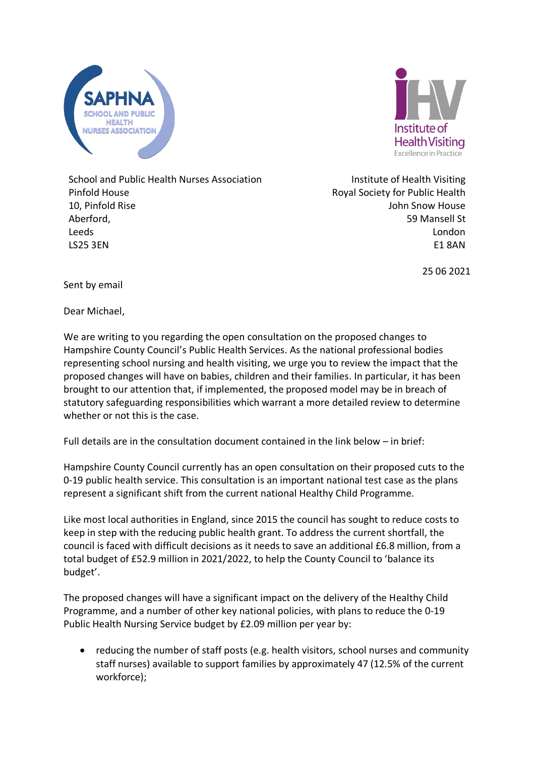School and Public Health Nurses Association
Pinfold House
10, Pinfold Rise
Aberford,
Leeds
LS25 3EN

Institute of Health Visiting
Royal Society for Public Health
John Snow House
59 Mansell St
London
E1 8AN

25 06 2021

Sent by email

Dear Michael,

We are writing to you regarding the open consultation on the proposed changes to Hampshire County Council's Public Health Services. As the national professional bodies representing school nursing and health visiting, we urge you to review the impact that the proposed changes will have on babies, children and their families. In particular, it has been brought to our attention that, if implemented, the proposed model may be in breach of statutory safeguarding responsibilities which warrant a more detailed review to determine whether or not this is the case.

Full details are in the consultation document contained in the link below – in brief:

Hampshire County Council currently has an open consultation on their proposed cuts to the 0-19 public health service. This consultation is an important national test case as the plans represent a significant shift from the current national Healthy Child Programme.

Like most local authorities in England, since 2015 the council has sought to reduce costs to keep in step with the reducing public health grant. To address the current shortfall, the council is faced with difficult decisions as it needs to save an additional £6.8 million, from a total budget of £52.9 million in 2021/2022, to help the County Council to 'balance its budget'.

The proposed changes will have a significant impact on the delivery of the Healthy Child Programme, and a number of other key national policies, with plans to reduce the 0-19 Public Health Nursing Service budget by £2.09 million per year by:

- reducing the number of staff posts (e.g. health visitors, school nurses and community staff nurses) available to support families by approximately 47 (12.5% of the current workforce);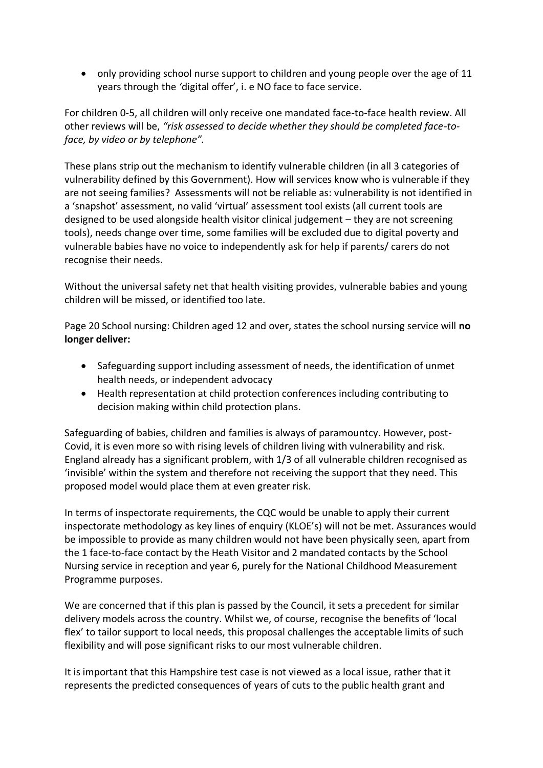- only providing school nurse support to children and young people over the age of 11 years through the 'digital offer', i. e NO face to face service.

For children 0-5, all children will only receive one mandated face-to-face health review. All other reviews will be, *"risk assessed to decide whether they should be completed face-to-face, by video or by telephone".*

These plans strip out the mechanism to identify vulnerable children (in all 3 categories of vulnerability defined by this Government). How will services know who is vulnerable if they are not seeing families? Assessments will not be reliable as: vulnerability is not identified in a 'snapshot' assessment, no valid 'virtual' assessment tool exists (all current tools are designed to be used alongside health visitor clinical judgement – they are not screening tools), needs change over time, some families will be excluded due to digital poverty and vulnerable babies have no voice to independently ask for help if parents/ carers do not recognise their needs.

Without the universal safety net that health visiting provides, vulnerable babies and young children will be missed, or identified too late.

Page 20 School nursing: Children aged 12 and over, states the school nursing service will **no longer deliver:**

- Safeguarding support including assessment of needs, the identification of unmet health needs, or independent advocacy
- Health representation at child protection conferences including contributing to decision making within child protection plans.

Safeguarding of babies, children and families is always of paramountcy. However, post-Covid, it is even more so with rising levels of children living with vulnerability and risk. England already has a significant problem, with 1/3 of all vulnerable children recognised as 'invisible' within the system and therefore not receiving the support that they need. This proposed model would place them at even greater risk.

In terms of inspectorate requirements, the CQC would be unable to apply their current inspectorate methodology as key lines of enquiry (KLOE's) will not be met. Assurances would be impossible to provide as many children would not have been physically seen, apart from the 1 face-to-face contact by the Heath Visitor and 2 mandated contacts by the School Nursing service in reception and year 6, purely for the National Childhood Measurement Programme purposes.

We are concerned that if this plan is passed by the Council, it sets a precedent for similar delivery models across the country. Whilst we, of course, recognise the benefits of 'local flex' to tailor support to local needs, this proposal challenges the acceptable limits of such flexibility and will pose significant risks to our most vulnerable children.

It is important that this Hampshire test case is not viewed as a local issue, rather that it represents the predicted consequences of years of cuts to the public health grant and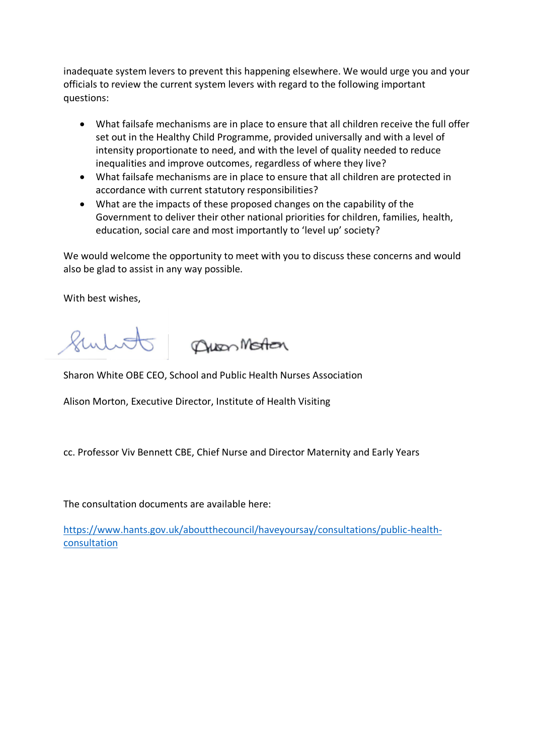inadequate system levers to prevent this happening elsewhere. We would urge you and your officials to review the current system levers with regard to the following important questions:

- What failsafe mechanisms are in place to ensure that all children receive the full offer set out in the Healthy Child Programme, provided universally and with a level of intensity proportionate to need, and with the level of quality needed to reduce inequalities and improve outcomes, regardless of where they live?
- What failsafe mechanisms are in place to ensure that all children are protected in accordance with current statutory responsibilities?
- What are the impacts of these proposed changes on the capability of the Government to deliver their other national priorities for children, families, health, education, social care and most importantly to 'level up' society?

We would welcome the opportunity to meet with you to discuss these concerns and would also be glad to assist in any way possible.

With best wishes,

Sharon White OBE CEO, School and Public Health Nurses Association

Alison Morton, Executive Director, Institute of Health Visiting

cc. Professor Viv Bennett CBE, Chief Nurse and Director Maternity and Early Years

The consultation documents are available here:

https://www.hants.gov.uk/aboutthecouncil/haveyoursay/consultations/public-health-consultation